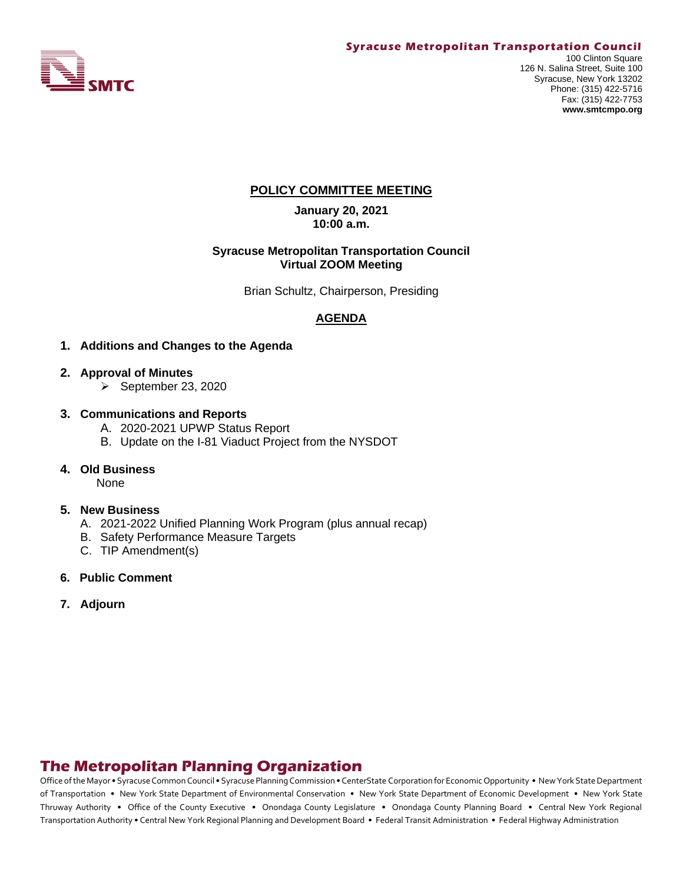**Syracuse Metropolitan Transportation Council**

SMTC

100 Clinton Square
126 N. Salina Street, Suite 100
Syracuse, New York 13202
Phone: (315) 422-5716
Fax: (315) 422-7753
**www.smtcmpo.org**

# POLICY COMMITTEE MEETING

**January 20, 2021**
**10:00 a.m.**

**Syracuse Metropolitan Transportation Council**
**Virtual ZOOM Meeting**

Brian Schultz, Chairperson, Presiding

## AGENDA

1. **Additions and Changes to the Agenda**
2. **Approval of Minutes**
   - September 23, 2020
3. **Communications and Reports**
   A. 2020-2021 UPWP Status Report
   B. Update on the I-81 Viaduct Project from the NYSDOT
4. **Old Business**
   None
5. **New Business**
   A. 2021-2022 Unified Planning Work Program (plus annual recap)
   B. Safety Performance Measure Targets
   C. TIP Amendment(s)
6. **Public Comment**
7. **Adjourn**

## The Metropolitan Planning Organization

Office of the Mayor • Syracuse Common Council • Syracuse Planning Commission • CenterState Corporation for Economic Opportunity • New York State Department of Transportation • New York State Department of Environmental Conservation • New York State Department of Economic Development • New York State Thruway Authority • Office of the County Executive • Onondaga County Legislature • Onondaga County Planning Board • Central New York Regional Transportation Authority • Central New York Regional Planning and Development Board • Federal Transit Administration • Federal Highway Administration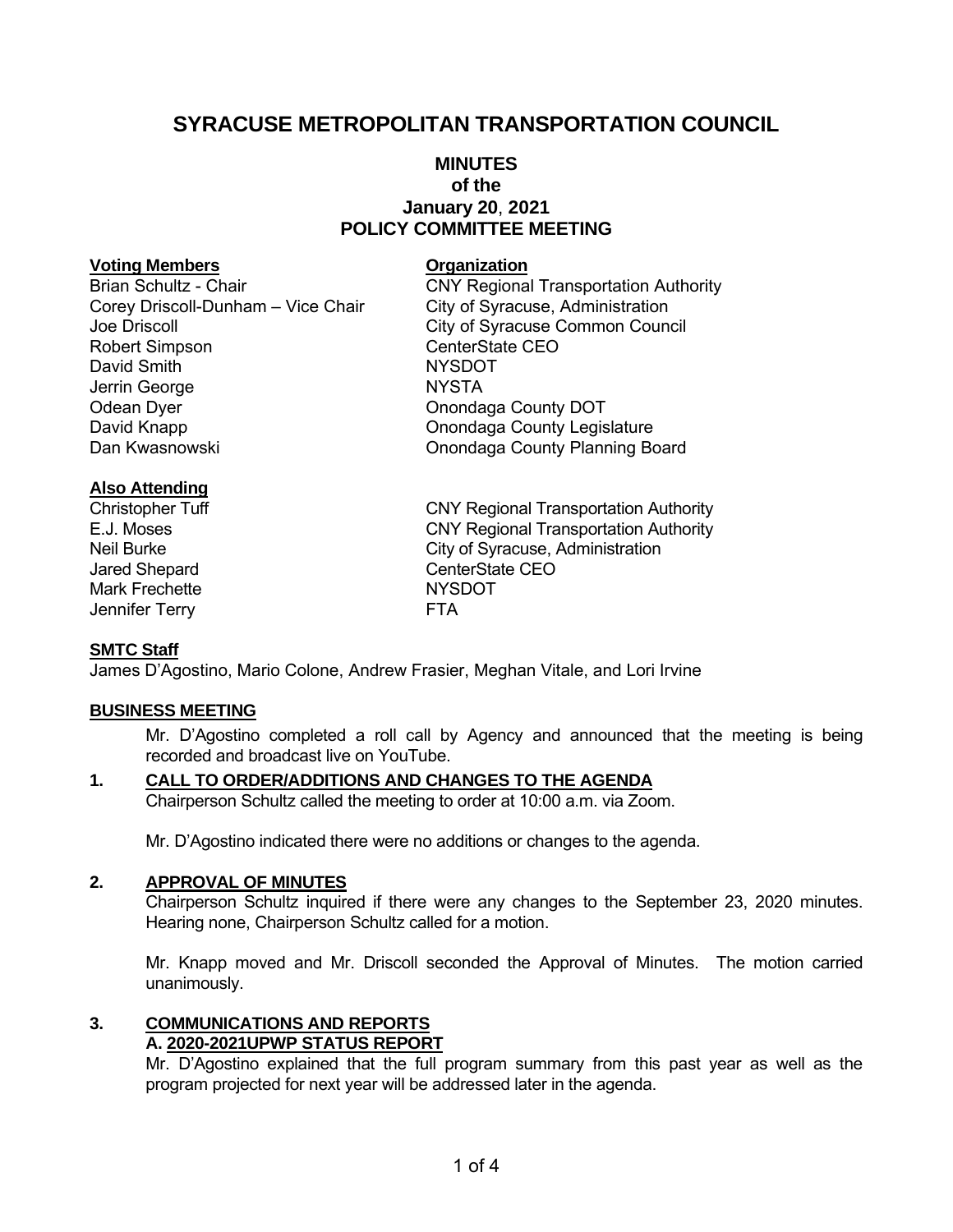# SYRACUSE METROPOLITAN TRANSPORTATION COUNCIL

## MINUTES
## of the
## January 20, 2021
## POLICY COMMITTEE MEETING

| **Voting Members** | **Organization** |
|---|---|
| Brian Schultz - Chair | CNY Regional Transportation Authority |
| Corey Driscoll-Dunham – Vice Chair | City of Syracuse, Administration |
| Joe Driscoll | City of Syracuse Common Council |
| Robert Simpson | CenterState CEO |
| David Smith | NYSDOT |
| Jerrin George | NYSTA |
| Odean Dyer | Onondaga County DOT |
| David Knapp | Onondaga County Legislature |
| Dan Kwasnowski | Onondaga County Planning Board |

**Also Attending**

| | |
|---|---|
| Christopher Tuff | CNY Regional Transportation Authority |
| E.J. Moses | CNY Regional Transportation Authority |
| Neil Burke | City of Syracuse, Administration |
| Jared Shepard | CenterState CEO |
| Mark Frechette | NYSDOT |
| Jennifer Terry | FTA |

**SMTC Staff**

James D'Agostino, Mario Colone, Andrew Frasier, Meghan Vitale, and Lori Irvine

**BUSINESS MEETING**

Mr. D'Agostino completed a roll call by Agency and announced that the meeting is being recorded and broadcast live on YouTube.

**1. CALL TO ORDER/ADDITIONS AND CHANGES TO THE AGENDA**

Chairperson Schultz called the meeting to order at 10:00 a.m. via Zoom.

Mr. D'Agostino indicated there were no additions or changes to the agenda.

**2. APPROVAL OF MINUTES**

Chairperson Schultz inquired if there were any changes to the September 23, 2020 minutes. Hearing none, Chairperson Schultz called for a motion.

Mr. Knapp moved and Mr. Driscoll seconded the Approval of Minutes. The motion carried unanimously.

**3. COMMUNICATIONS AND REPORTS**

**A. 2020-2021UPWP STATUS REPORT**

Mr. D'Agostino explained that the full program summary from this past year as well as the program projected for next year will be addressed later in the agenda.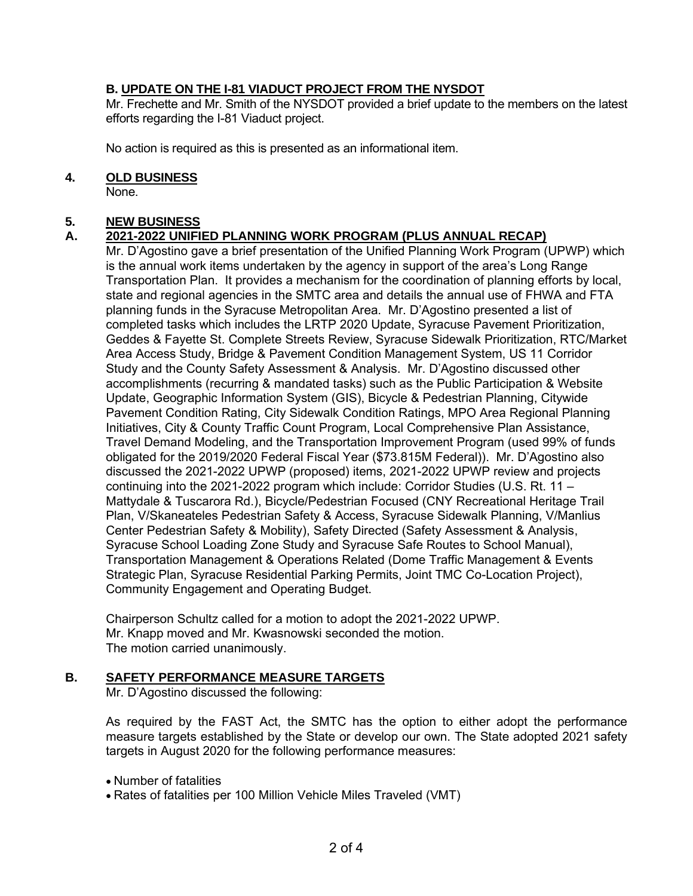### B. UPDATE ON THE I-81 VIADUCT PROJECT FROM THE NYSDOT

Mr. Frechette and Mr. Smith of the NYSDOT provided a brief update to the members on the latest efforts regarding the I-81 Viaduct project.

No action is required as this is presented as an informational item.

## 4. OLD BUSINESS

None.

## 5. NEW BUSINESS

### A. 2021-2022 UNIFIED PLANNING WORK PROGRAM (PLUS ANNUAL RECAP)

Mr. D'Agostino gave a brief presentation of the Unified Planning Work Program (UPWP) which is the annual work items undertaken by the agency in support of the area's Long Range Transportation Plan. It provides a mechanism for the coordination of planning efforts by local, state and regional agencies in the SMTC area and details the annual use of FHWA and FTA planning funds in the Syracuse Metropolitan Area. Mr. D'Agostino presented a list of completed tasks which includes the LRTP 2020 Update, Syracuse Pavement Prioritization, Geddes & Fayette St. Complete Streets Review, Syracuse Sidewalk Prioritization, RTC/Market Area Access Study, Bridge & Pavement Condition Management System, US 11 Corridor Study and the County Safety Assessment & Analysis. Mr. D'Agostino discussed other accomplishments (recurring & mandated tasks) such as the Public Participation & Website Update, Geographic Information System (GIS), Bicycle & Pedestrian Planning, Citywide Pavement Condition Rating, City Sidewalk Condition Ratings, MPO Area Regional Planning Initiatives, City & County Traffic Count Program, Local Comprehensive Plan Assistance, Travel Demand Modeling, and the Transportation Improvement Program (used 99% of funds obligated for the 2019/2020 Federal Fiscal Year ($73.815M Federal)). Mr. D'Agostino also discussed the 2021-2022 UPWP (proposed) items, 2021-2022 UPWP review and projects continuing into the 2021-2022 program which include: Corridor Studies (U.S. Rt. 11 – Mattydale & Tuscarora Rd.), Bicycle/Pedestrian Focused (CNY Recreational Heritage Trail Plan, V/Skaneateles Pedestrian Safety & Access, Syracuse Sidewalk Planning, V/Manlius Center Pedestrian Safety & Mobility), Safety Directed (Safety Assessment & Analysis, Syracuse School Loading Zone Study and Syracuse Safe Routes to School Manual), Transportation Management & Operations Related (Dome Traffic Management & Events Strategic Plan, Syracuse Residential Parking Permits, Joint TMC Co-Location Project), Community Engagement and Operating Budget.

Chairperson Schultz called for a motion to adopt the 2021-2022 UPWP.
Mr. Knapp moved and Mr. Kwasnowski seconded the motion.
The motion carried unanimously.

### B. SAFETY PERFORMANCE MEASURE TARGETS

Mr. D'Agostino discussed the following:

As required by the FAST Act, the SMTC has the option to either adopt the performance measure targets established by the State or develop our own. The State adopted 2021 safety targets in August 2020 for the following performance measures:

- Number of fatalities
- Rates of fatalities per 100 Million Vehicle Miles Traveled (VMT)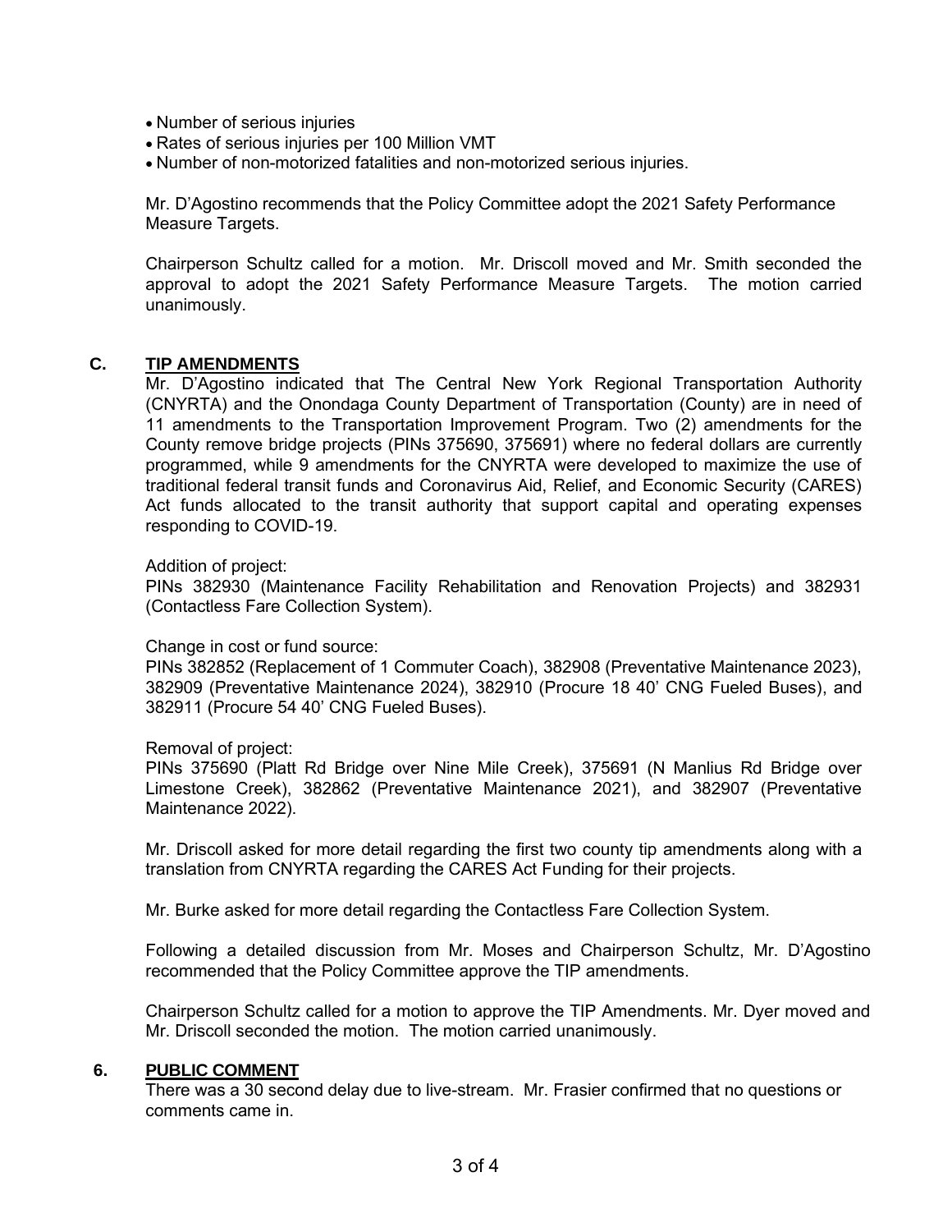- Number of serious injuries
- Rates of serious injuries per 100 Million VMT
- Number of non-motorized fatalities and non-motorized serious injuries.

Mr. D'Agostino recommends that the Policy Committee adopt the 2021 Safety Performance Measure Targets.

Chairperson Schultz called for a motion. Mr. Driscoll moved and Mr. Smith seconded the approval to adopt the 2021 Safety Performance Measure Targets. The motion carried unanimously.

### C. TIP AMENDMENTS

Mr. D'Agostino indicated that The Central New York Regional Transportation Authority (CNYRTA) and the Onondaga County Department of Transportation (County) are in need of 11 amendments to the Transportation Improvement Program. Two (2) amendments for the County remove bridge projects (PINs 375690, 375691) where no federal dollars are currently programmed, while 9 amendments for the CNYRTA were developed to maximize the use of traditional federal transit funds and Coronavirus Aid, Relief, and Economic Security (CARES) Act funds allocated to the transit authority that support capital and operating expenses responding to COVID-19.

Addition of project:
PINs 382930 (Maintenance Facility Rehabilitation and Renovation Projects) and 382931 (Contactless Fare Collection System).

Change in cost or fund source:
PINs 382852 (Replacement of 1 Commuter Coach), 382908 (Preventative Maintenance 2023), 382909 (Preventative Maintenance 2024), 382910 (Procure 18 40' CNG Fueled Buses), and 382911 (Procure 54 40' CNG Fueled Buses).

Removal of project:
PINs 375690 (Platt Rd Bridge over Nine Mile Creek), 375691 (N Manlius Rd Bridge over Limestone Creek), 382862 (Preventative Maintenance 2021), and 382907 (Preventative Maintenance 2022).

Mr. Driscoll asked for more detail regarding the first two county tip amendments along with a translation from CNYRTA regarding the CARES Act Funding for their projects.

Mr. Burke asked for more detail regarding the Contactless Fare Collection System.

Following a detailed discussion from Mr. Moses and Chairperson Schultz, Mr. D'Agostino recommended that the Policy Committee approve the TIP amendments.

Chairperson Schultz called for a motion to approve the TIP Amendments. Mr. Dyer moved and Mr. Driscoll seconded the motion. The motion carried unanimously.

## 6. PUBLIC COMMENT

There was a 30 second delay due to live-stream. Mr. Frasier confirmed that no questions or comments came in.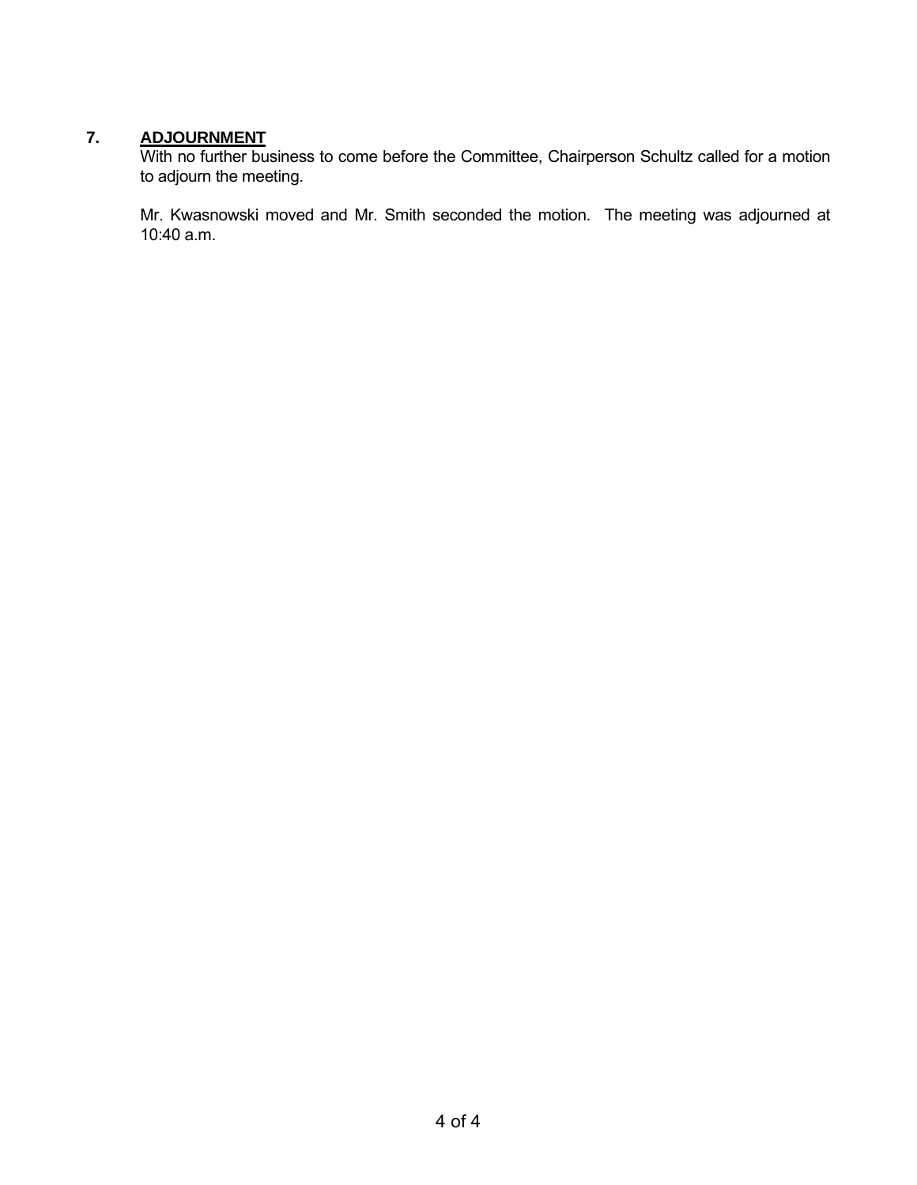## 7. ADJOURNMENT

With no further business to come before the Committee, Chairperson Schultz called for a motion to adjourn the meeting.

Mr. Kwasnowski moved and Mr. Smith seconded the motion. The meeting was adjourned at 10:40 a.m.